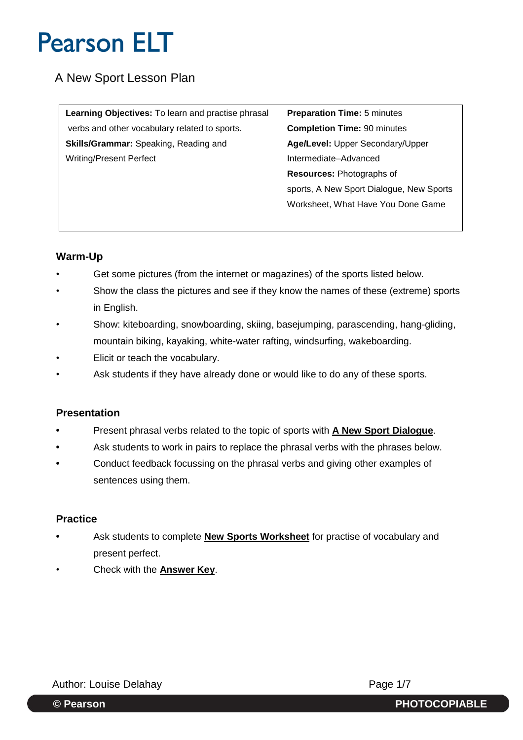# Pearson ELT

## A New Sport Lesson Plan

| | |
|---|---|
| **Learning Objectives:** To learn and practise phrasal verbs and other vocabulary related to sports.<br>**Skills/Grammar:** Speaking, Reading and Writing/Present Perfect | **Preparation Time:** 5 minutes<br>**Completion Time:** 90 minutes<br>**Age/Level:** Upper Secondary/Upper Intermediate–Advanced<br>**Resources:** Photographs of sports, A New Sport Dialogue, New Sports Worksheet, What Have You Done Game |

### Warm-Up

- Get some pictures (from the internet or magazines) of the sports listed below.
- Show the class the pictures and see if they know the names of these (extreme) sports in English.
- Show: kiteboarding, snowboarding, skiing, basejumping, parascending, hang-gliding, mountain biking, kayaking, white-water rafting, windsurfing, wakeboarding.
- Elicit or teach the vocabulary.
- Ask students if they have already done or would like to do any of these sports.

### Presentation

- Present phrasal verbs related to the topic of sports with **A New Sport Dialogue**.
- Ask students to work in pairs to replace the phrasal verbs with the phrases below.
- Conduct feedback focussing on the phrasal verbs and giving other examples of sentences using them.

### Practice

- Ask students to complete **New Sports Worksheet** for practise of vocabulary and present perfect.
- Check with the **Answer Key**.

Author: Louise Delahay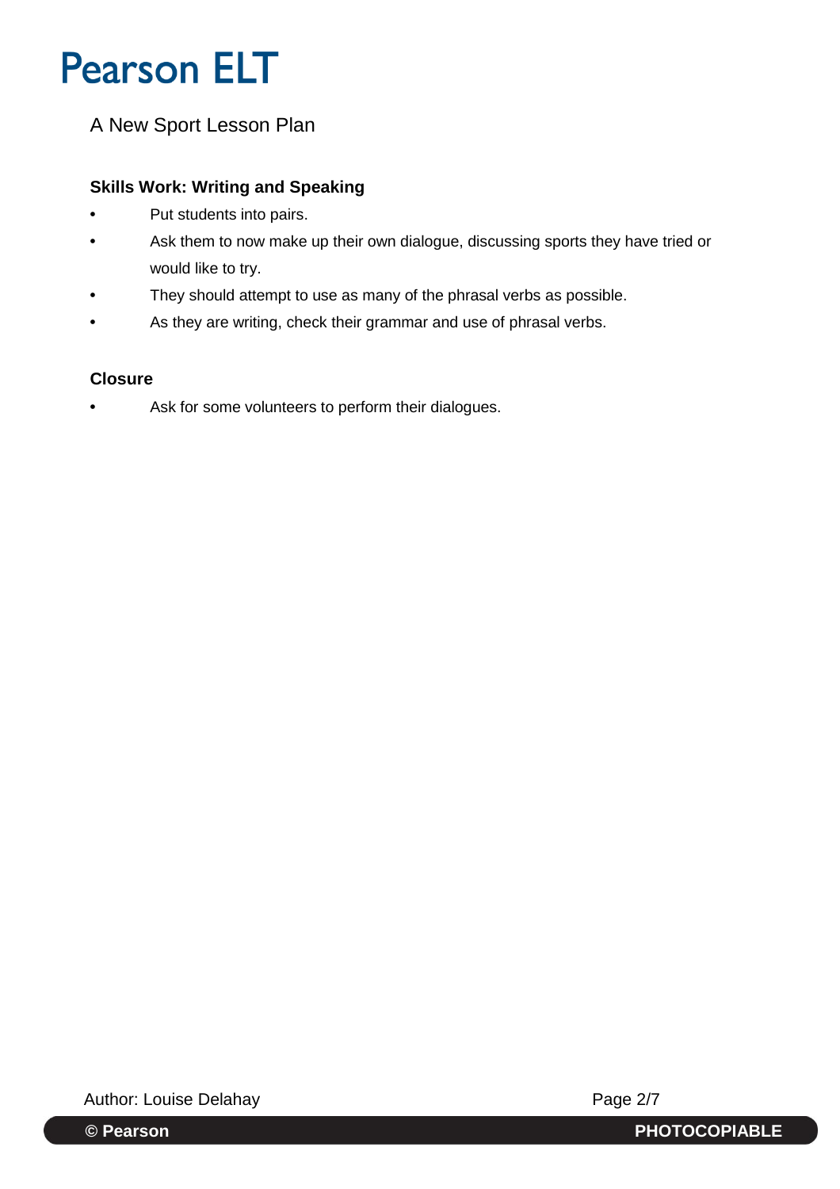## Skills Work: Writing and Speaking

- Put students into pairs.
- Ask them to now make up their own dialogue, discussing sports they have tried or would like to try.
- They should attempt to use as many of the phrasal verbs as possible.
- As they are writing, check their grammar and use of phrasal verbs.

## Closure

- Ask for some volunteers to perform their dialogues.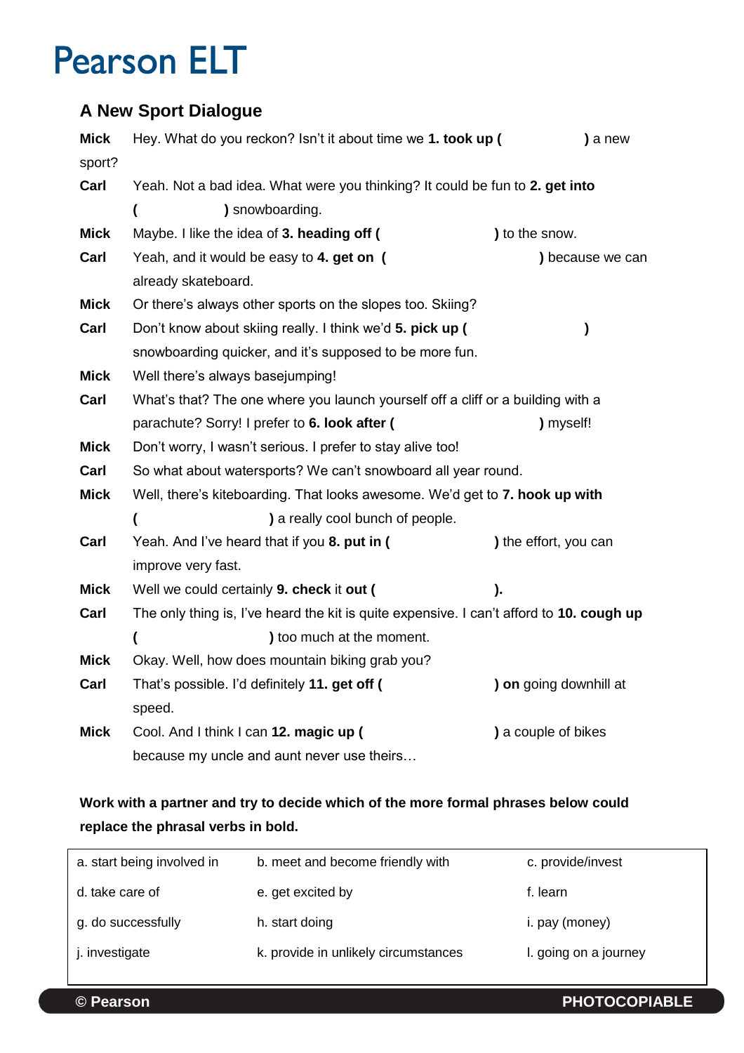# Pearson ELT

## A New Sport Dialogue

**Mick** Hey. What do you reckon? Isn't it about time we **1. took up (                    )** a new sport?

**Carl** Yeah. Not a bad idea. What were you thinking? It could be fun to **2. get into (                    )** snowboarding.

**Mick** Maybe. I like the idea of **3. heading off (                    )** to the snow.

**Carl** Yeah, and it would be easy to **4. get on (                    )** because we can already skateboard.

**Mick** Or there's always other sports on the slopes too. Skiing?

**Carl** Don't know about skiing really. I think we'd **5. pick up (                    )** snowboarding quicker, and it's supposed to be more fun.

**Mick** Well there's always basejumping!

**Carl** What's that? The one where you launch yourself off a cliff or a building with a parachute? Sorry! I prefer to **6. look after (                    )** myself!

**Mick** Don't worry, I wasn't serious. I prefer to stay alive too!

**Carl** So what about watersports? We can't snowboard all year round.

**Mick** Well, there's kiteboarding. That looks awesome. We'd get to **7. hook up with (                    )** a really cool bunch of people.

**Carl** Yeah. And I've heard that if you **8. put in (                    )** the effort, you can improve very fast.

**Mick** Well we could certainly **9. check** it **out (                    ).**

**Carl** The only thing is, I've heard the kit is quite expensive. I can't afford to **10. cough up (                    )** too much at the moment.

**Mick** Okay. Well, how does mountain biking grab you?

**Carl** That's possible. I'd definitely **11. get off (                    ) on** going downhill at speed.

**Mick** Cool. And I think I can **12. magic up (                    )** a couple of bikes because my uncle and aunt never use theirs…

**Work with a partner and try to decide which of the more formal phrases below could replace the phrasal verbs in bold.**

| | | |
|---|---|---|
| a. start being involved in | b. meet and become friendly with | c. provide/invest |
| d. take care of | e. get excited by | f. learn |
| g. do successfully | h. start doing | i. pay (money) |
| j. investigate | k. provide in unlikely circumstances | l. going on a journey |

© Pearson PHOTOCOPIABLE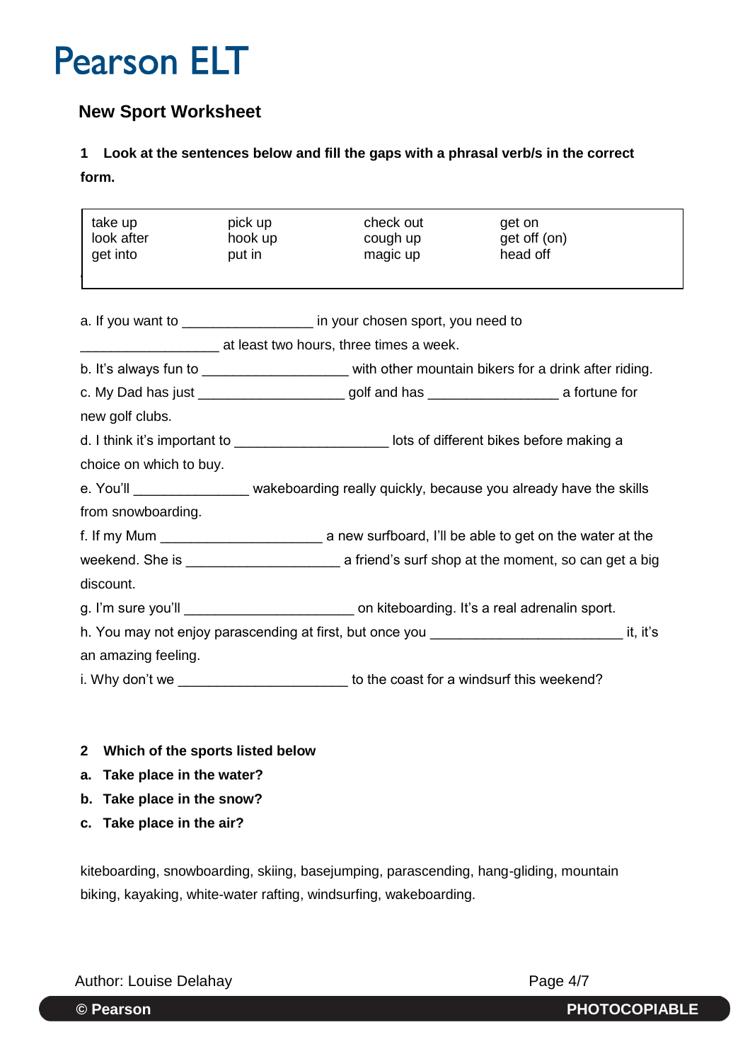# Pearson ELT

## New Sport Worksheet

**1 Look at the sentences below and fill the gaps with a phrasal verb/s in the correct form.**

| | | | |
|---|---|---|---|
| take up | pick up | check out | get on |
| look after | hook up | cough up | get off (on) |
| get into | put in | magic up | head off |

a. If you want to ________________ in your chosen sport, you need to ________________ at least two hours, three times a week.

b. It's always fun to __________________ with other mountain bikers for a drink after riding.

c. My Dad has just __________________ golf and has ________________ a fortune for new golf clubs.

d. I think it's important to ___________________ lots of different bikes before making a choice on which to buy.

e. You'll ______________ wakeboarding really quickly, because you already have the skills from snowboarding.

f. If my Mum ___________________ a new surfboard, I'll be able to get on the water at the weekend. She is ___________________ a friend's surf shop at the moment, so can get a big discount.

g. I'm sure you'll _____________________ on kiteboarding. It's a real adrenalin sport.

h. You may not enjoy parascending at first, but once you ________________________ it, it's an amazing feeling.

i. Why don't we _____________________ to the coast for a windsurf this weekend?

**2 Which of the sports listed below**

**a. Take place in the water?**

**b. Take place in the snow?**

**c. Take place in the air?**

kiteboarding, snowboarding, skiing, basejumping, parascending, hang-gliding, mountain biking, kayaking, white-water rafting, windsurfing, wakeboarding.

Author: Louise Delahay

© Pearson PHOTOCOPIABLE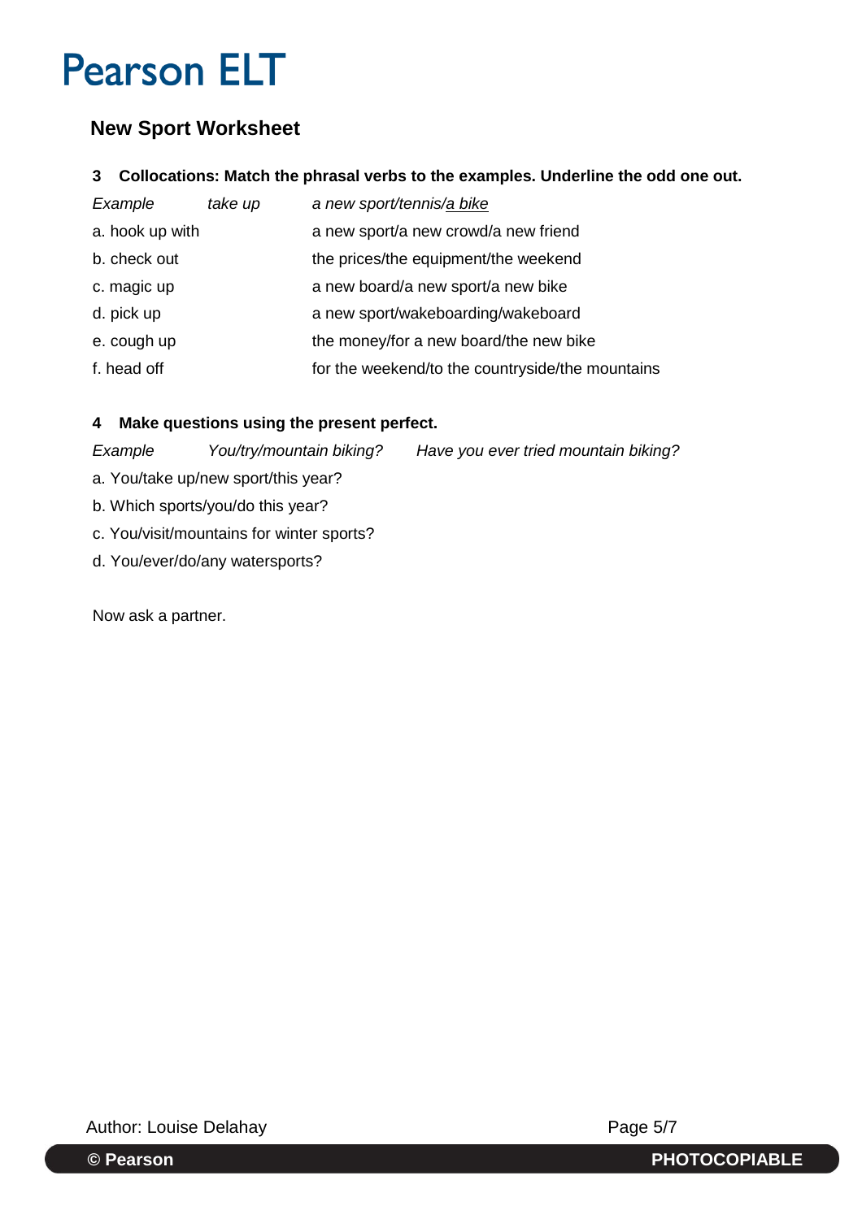# Pearson ELT

## New Sport Worksheet

**3 Collocations: Match the phrasal verbs to the examples. Underline the odd one out.**

| | |
|---|---|
| *Example* *take up* | *a new sport/tennis/<u>a bike</u>* |
| a. hook up with | a new sport/a new crowd/a new friend |
| b. check out | the prices/the equipment/the weekend |
| c. magic up | a new board/a new sport/a new bike |
| d. pick up | a new sport/wakeboarding/wakeboard |
| e. cough up | the money/for a new board/the new bike |
| f. head off | for the weekend/to the countryside/the mountains |

**4 Make questions using the present perfect.**

*Example* *You/try/mountain biking?* *Have you ever tried mountain biking?*

a. You/take up/new sport/this year?

b. Which sports/you/do this year?

c. You/visit/mountains for winter sports?

d. You/ever/do/any watersports?

Now ask a partner.

Author: Louise Delahay

© Pearson PHOTOCOPIABLE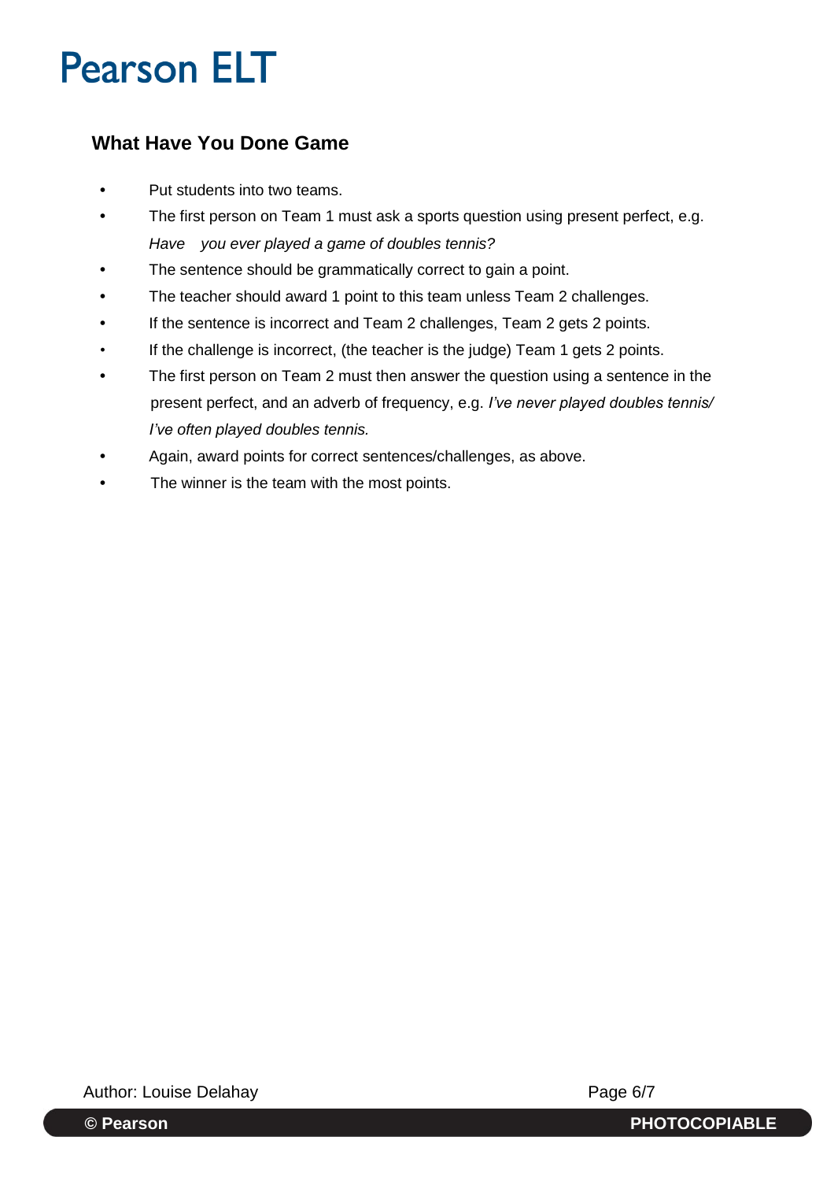## What Have You Done Game

- Put students into two teams.
- The first person on Team 1 must ask a sports question using present perfect, e.g. *Have you ever played a game of doubles tennis?*
- The sentence should be grammatically correct to gain a point.
- The teacher should award 1 point to this team unless Team 2 challenges.
- If the sentence is incorrect and Team 2 challenges, Team 2 gets 2 points.
- If the challenge is incorrect, (the teacher is the judge) Team 1 gets 2 points.
- The first person on Team 2 must then answer the question using a sentence in the present perfect, and an adverb of frequency, e.g. *I've never played doubles tennis/ I've often played doubles tennis.*
- Again, award points for correct sentences/challenges, as above.
- The winner is the team with the most points.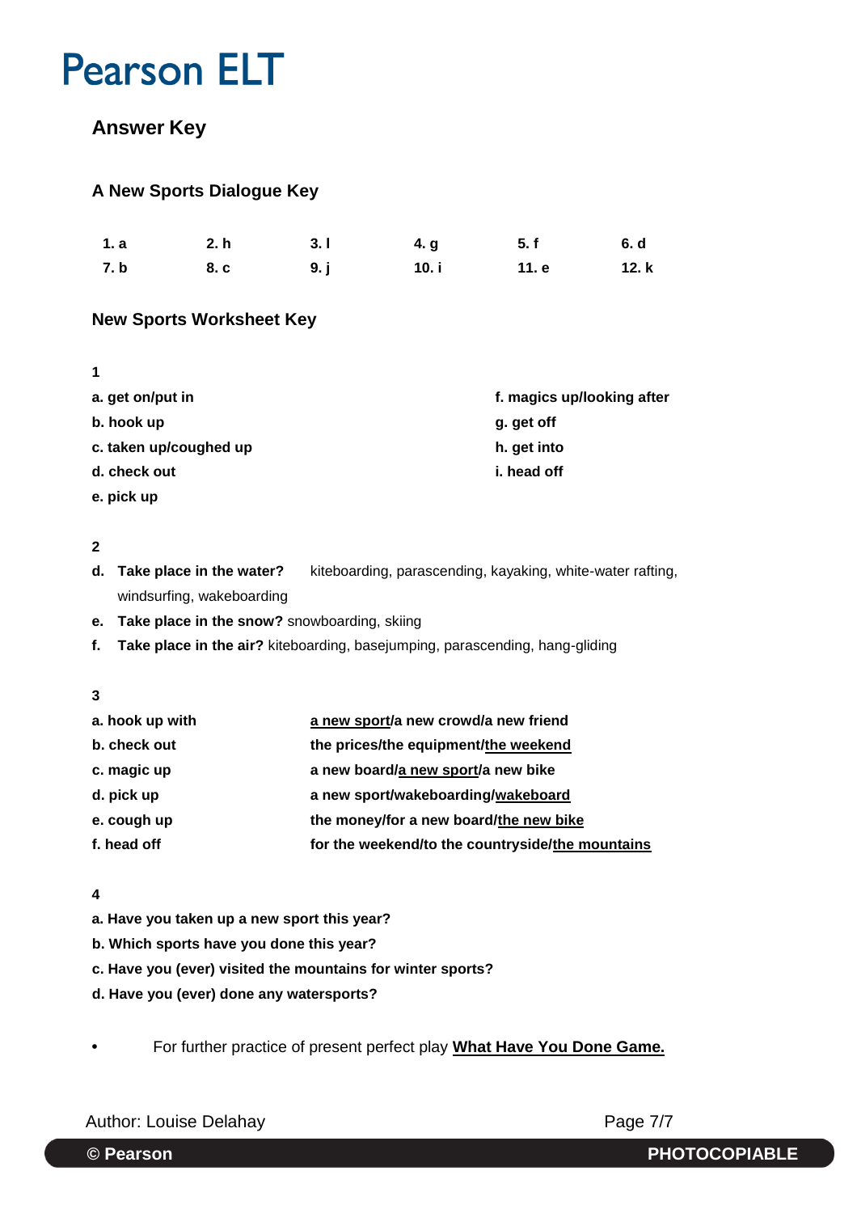# Pearson ELT

## Answer Key

### A New Sports Dialogue Key

| | | | | | |
|---|---|---|---|---|---|
| **1. a** | **2. h** | **3. l** | **4. g** | **5. f** | **6. d** |
| **7. b** | **8. c** | **9. j** | **10. i** | **11. e** | **12. k** |

### New Sports Worksheet Key

**1**

**a. get on/put in**
**b. hook up**
**c. taken up/coughed up**
**d. check out**
**e. pick up**
**f. magics up/looking after**
**g. get off**
**h. get into**
**i. head off**

**2**

**d. Take place in the water?** kiteboarding, parascending, kayaking, white-water rafting, windsurfing, wakeboarding
**e. Take place in the snow?** snowboarding, skiing
**f. Take place in the air?** kiteboarding, basejumping, parascending, hang-gliding

**3**

| | |
|---|---|
| **a. hook up with** | **<u>a new sport</u>/a new crowd/a new friend** |
| **b. check out** | **the prices/the equipment/<u>the weekend</u>** |
| **c. magic up** | **a new board/<u>a new sport</u>/a new bike** |
| **d. pick up** | **a new sport/wakeboarding/<u>wakeboard</u>** |
| **e. cough up** | **the money/for a new board/<u>the new bike</u>** |
| **f. head off** | **for the weekend/to the countryside/<u>the mountains</u>** |

**4**

**a. Have you taken up a new sport this year?**
**b. Which sports have you done this year?**
**c. Have you (ever) visited the mountains for winter sports?**
**d. Have you (ever) done any watersports?**

- For further practice of present perfect play **<u>What Have You Done Game.</u>**

Author: Louise Delahay

© Pearson PHOTOCOPIABLE